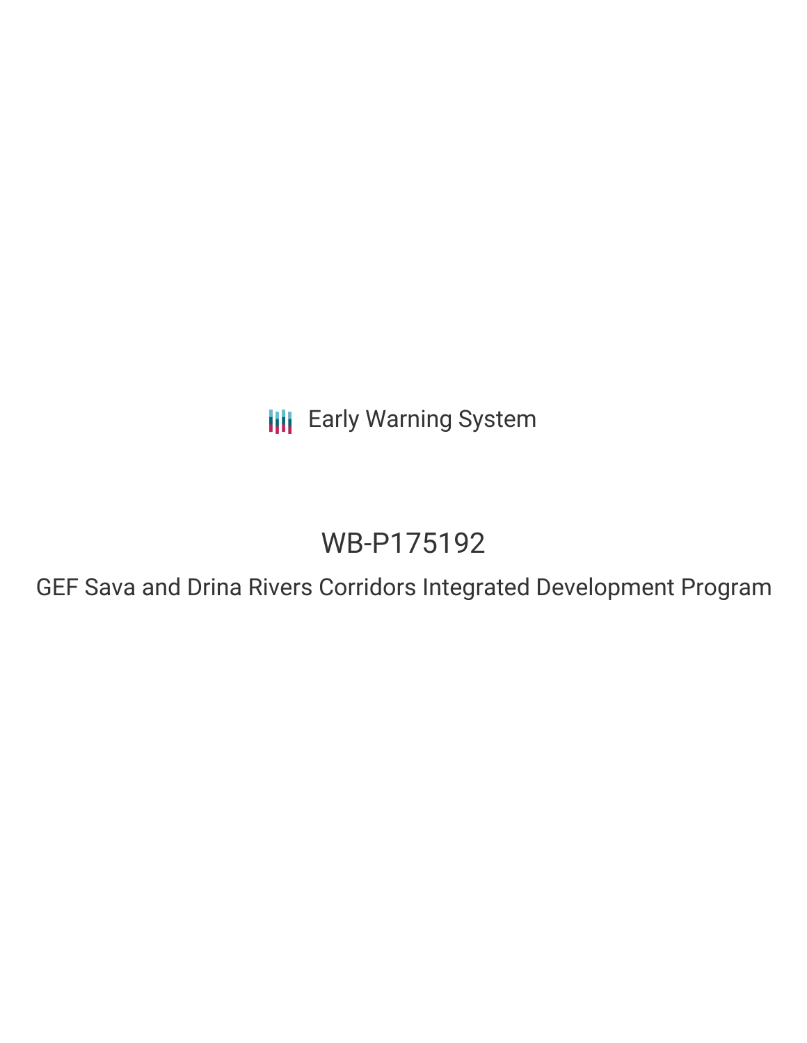Early Warning System

# WB-P175192

GEF Sava and Drina Rivers Corridors Integrated Development Program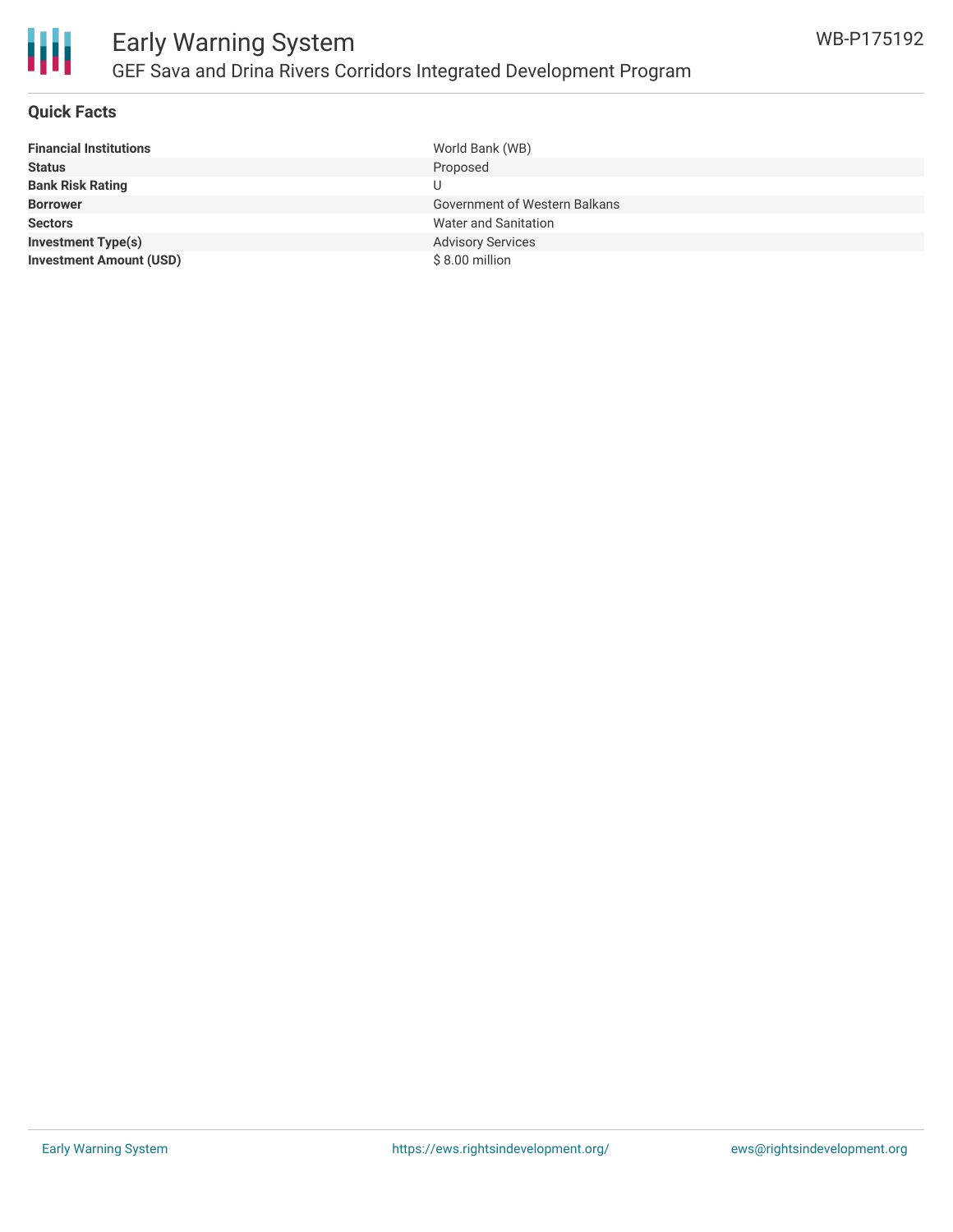## Quick Facts

| Financial Institutions | World Bank (WB) |
|---|---|
| Status | Proposed |
| Bank Risk Rating | U |
| Borrower | Government of Western Balkans |
| Sectors | Water and Sanitation |
| Investment Type(s) | Advisory Services |
| Investment Amount (USD) | $ 8.00 million |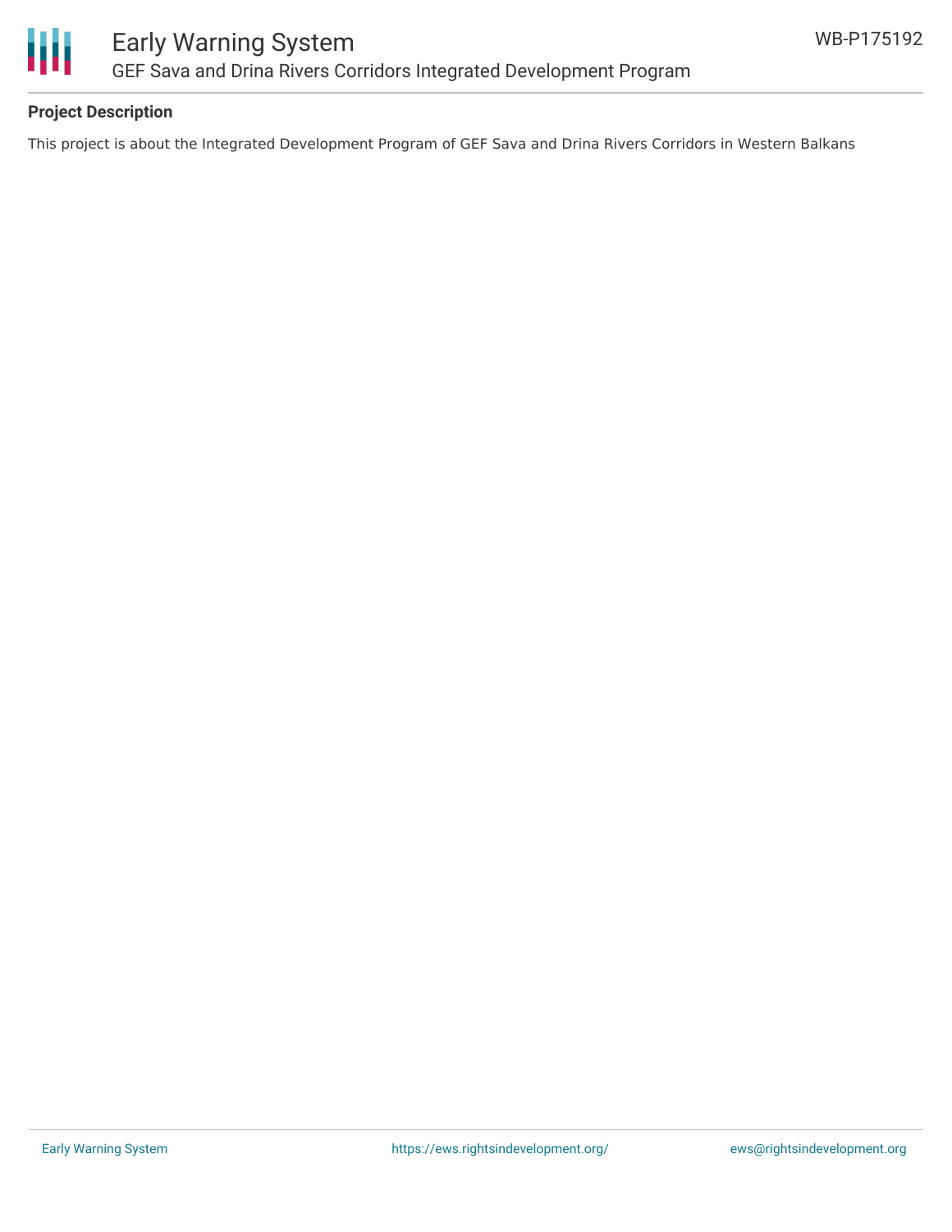**Project Description**

This project is about the Integrated Development Program of GEF Sava and Drina Rivers Corridors in Western Balkans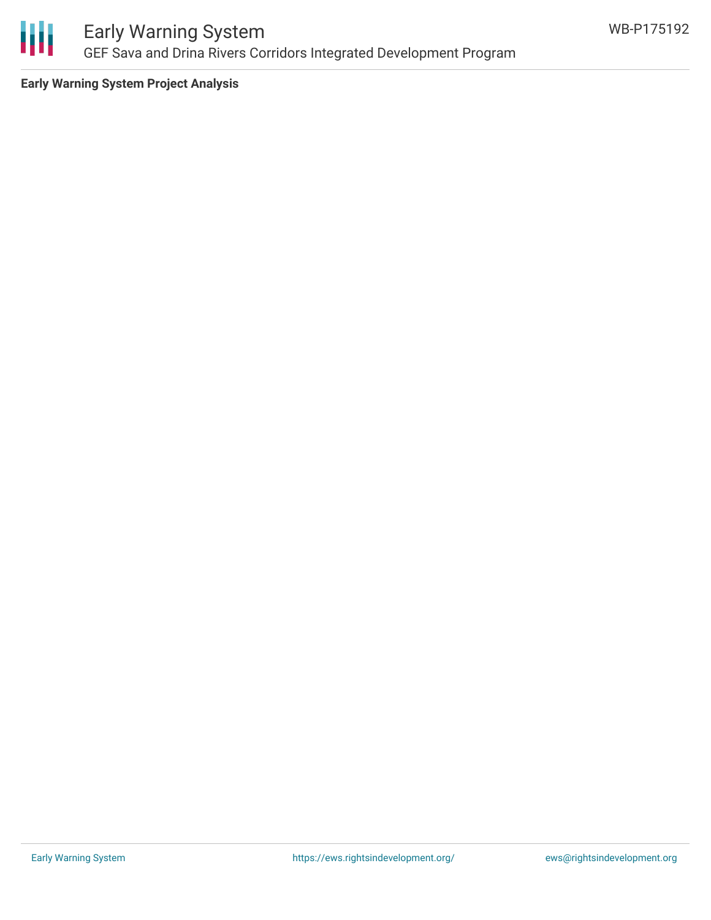**Early Warning System Project Analysis**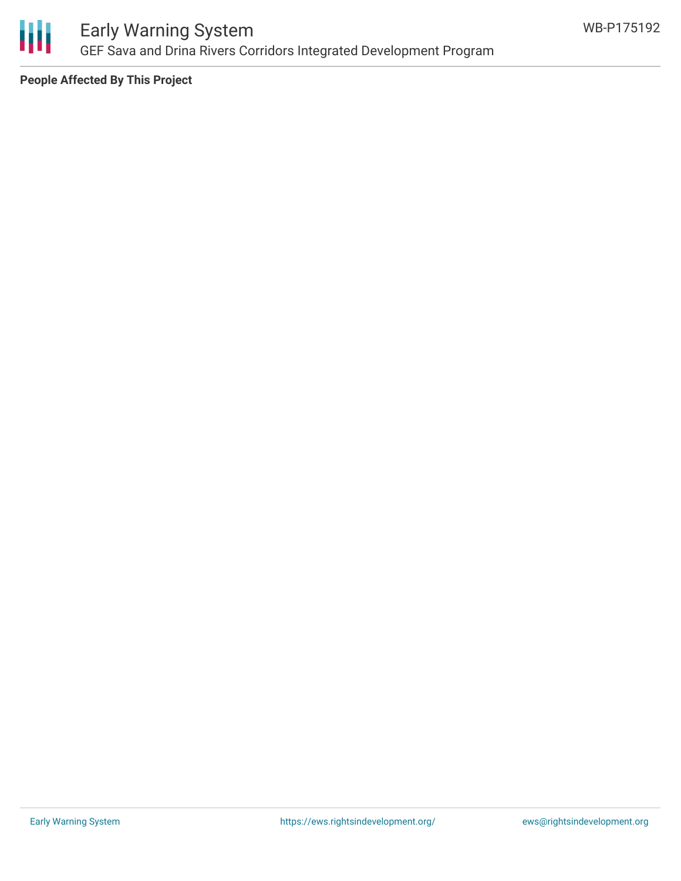**People Affected By This Project**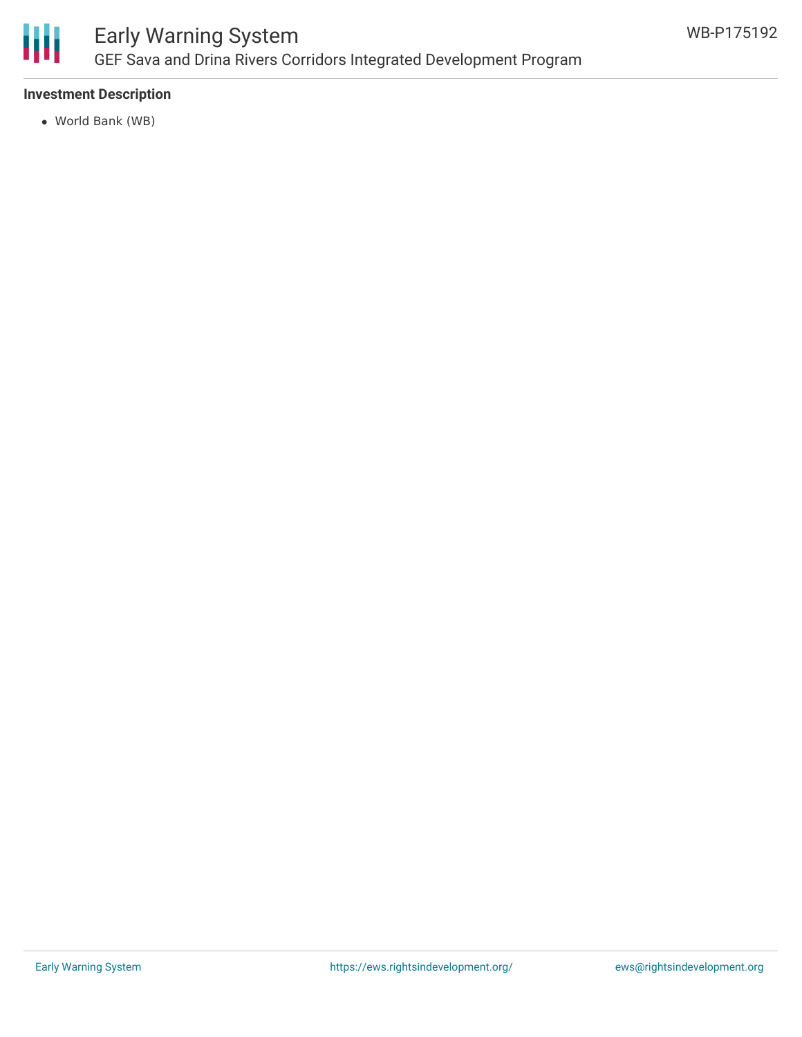**Investment Description**

- World Bank (WB)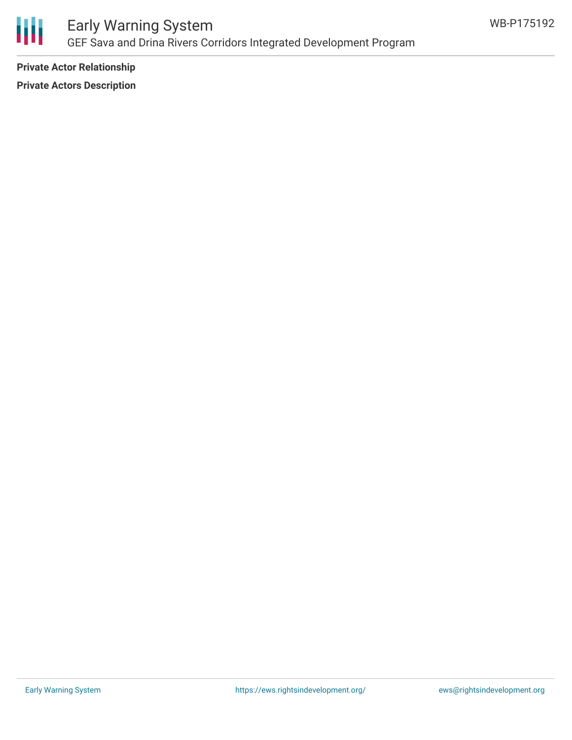**Private Actor Relationship**

**Private Actors Description**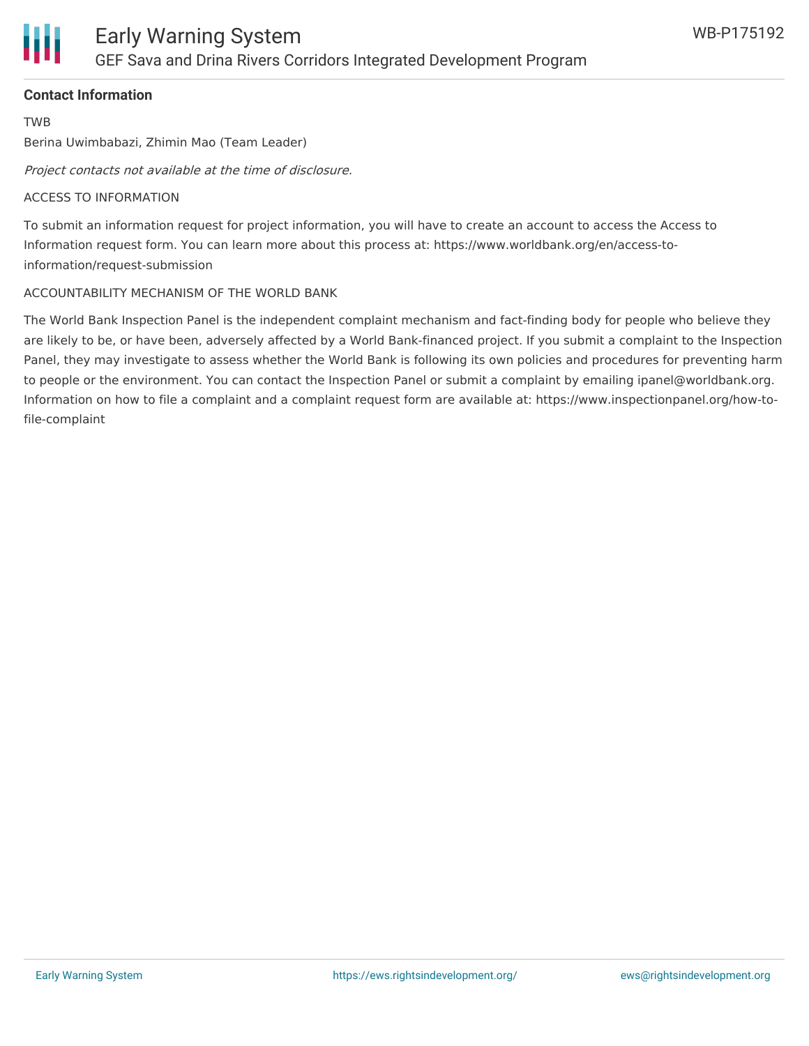**Contact Information**

TWB

Berina Uwimbabazi, Zhimin Mao (Team Leader)

*Project contacts not available at the time of disclosure.*

ACCESS TO INFORMATION

To submit an information request for project information, you will have to create an account to access the Access to Information request form. You can learn more about this process at: https://www.worldbank.org/en/access-to-information/request-submission

ACCOUNTABILITY MECHANISM OF THE WORLD BANK

The World Bank Inspection Panel is the independent complaint mechanism and fact-finding body for people who believe they are likely to be, or have been, adversely affected by a World Bank-financed project. If you submit a complaint to the Inspection Panel, they may investigate to assess whether the World Bank is following its own policies and procedures for preventing harm to people or the environment. You can contact the Inspection Panel or submit a complaint by emailing ipanel@worldbank.org. Information on how to file a complaint and a complaint request form are available at: https://www.inspectionpanel.org/how-to-file-complaint